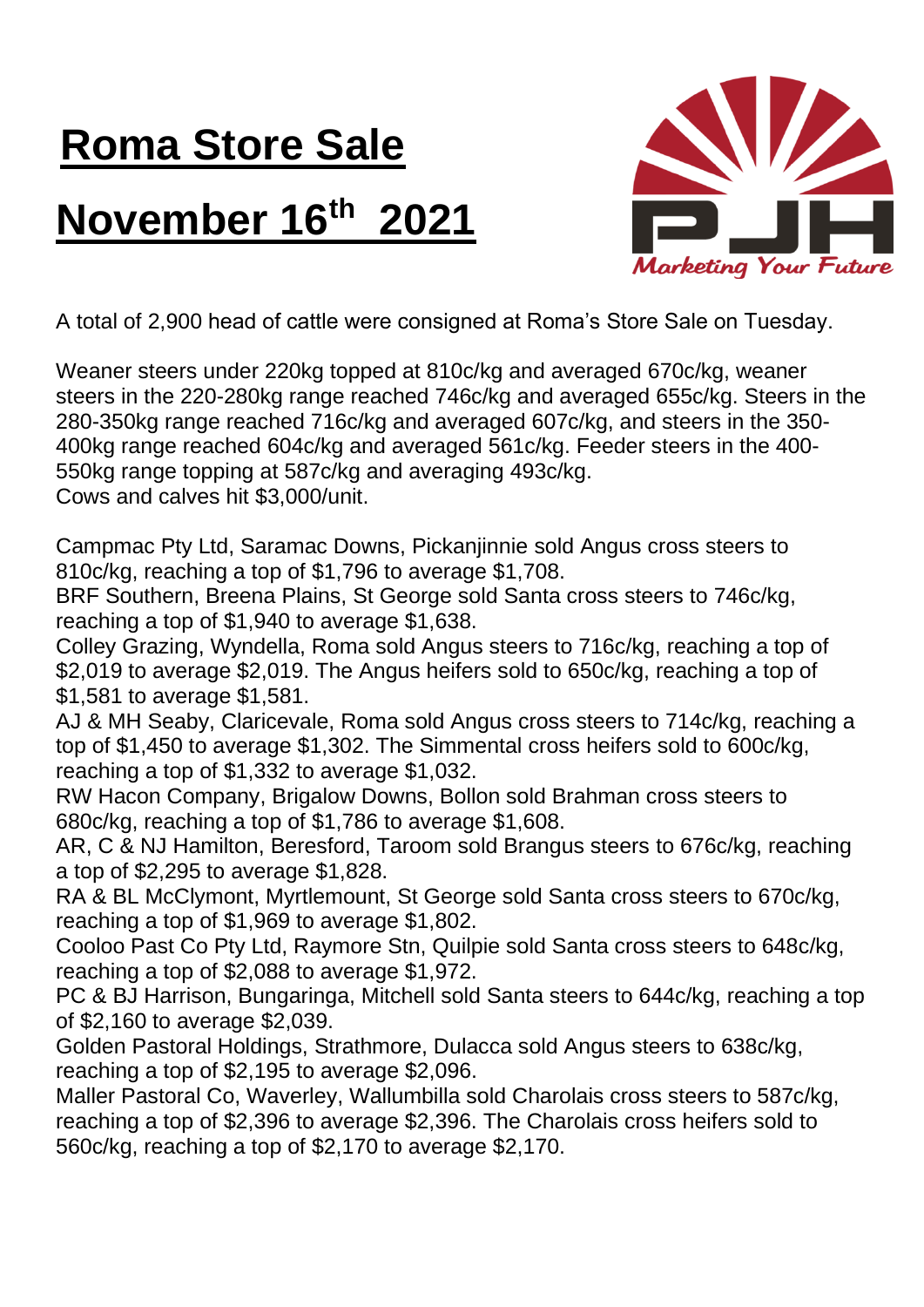# Roma Store Sale

# November 16th 2021

A total of 2,900 head of cattle were consigned at Roma's Store Sale on Tuesday.

Weaner steers under 220kg topped at 810c/kg and averaged 670c/kg, weaner steers in the 220-280kg range reached 746c/kg and averaged 655c/kg. Steers in the 280-350kg range reached 716c/kg and averaged 607c/kg, and steers in the 350-400kg range reached 604c/kg and averaged 561c/kg. Feeder steers in the 400-550kg range topping at 587c/kg and averaging 493c/kg.
Cows and calves hit $3,000/unit.

Campmac Pty Ltd, Saramac Downs, Pickanjinnie sold Angus cross steers to 810c/kg, reaching a top of $1,796 to average $1,708.
BRF Southern, Breena Plains, St George sold Santa cross steers to 746c/kg, reaching a top of $1,940 to average $1,638.
Colley Grazing, Wyndella, Roma sold Angus steers to 716c/kg, reaching a top of $2,019 to average $2,019. The Angus heifers sold to 650c/kg, reaching a top of $1,581 to average $1,581.
AJ & MH Seaby, Claricevale, Roma sold Angus cross steers to 714c/kg, reaching a top of $1,450 to average $1,302. The Simmental cross heifers sold to 600c/kg, reaching a top of $1,332 to average $1,032.
RW Hacon Company, Brigalow Downs, Bollon sold Brahman cross steers to 680c/kg, reaching a top of $1,786 to average $1,608.
AR, C & NJ Hamilton, Beresford, Taroom sold Brangus steers to 676c/kg, reaching a top of $2,295 to average $1,828.
RA & BL McClymont, Myrtlemount, St George sold Santa cross steers to 670c/kg, reaching a top of $1,969 to average $1,802.
Cooloo Past Co Pty Ltd, Raymore Stn, Quilpie sold Santa cross steers to 648c/kg, reaching a top of $2,088 to average $1,972.
PC & BJ Harrison, Bungaringa, Mitchell sold Santa steers to 644c/kg, reaching a top of $2,160 to average $2,039.
Golden Pastoral Holdings, Strathmore, Dulacca sold Angus steers to 638c/kg, reaching a top of $2,195 to average $2,096.
Maller Pastoral Co, Waverley, Wallumbilla sold Charolais cross steers to 587c/kg, reaching a top of $2,396 to average $2,396. The Charolais cross heifers sold to 560c/kg, reaching a top of $2,170 to average $2,170.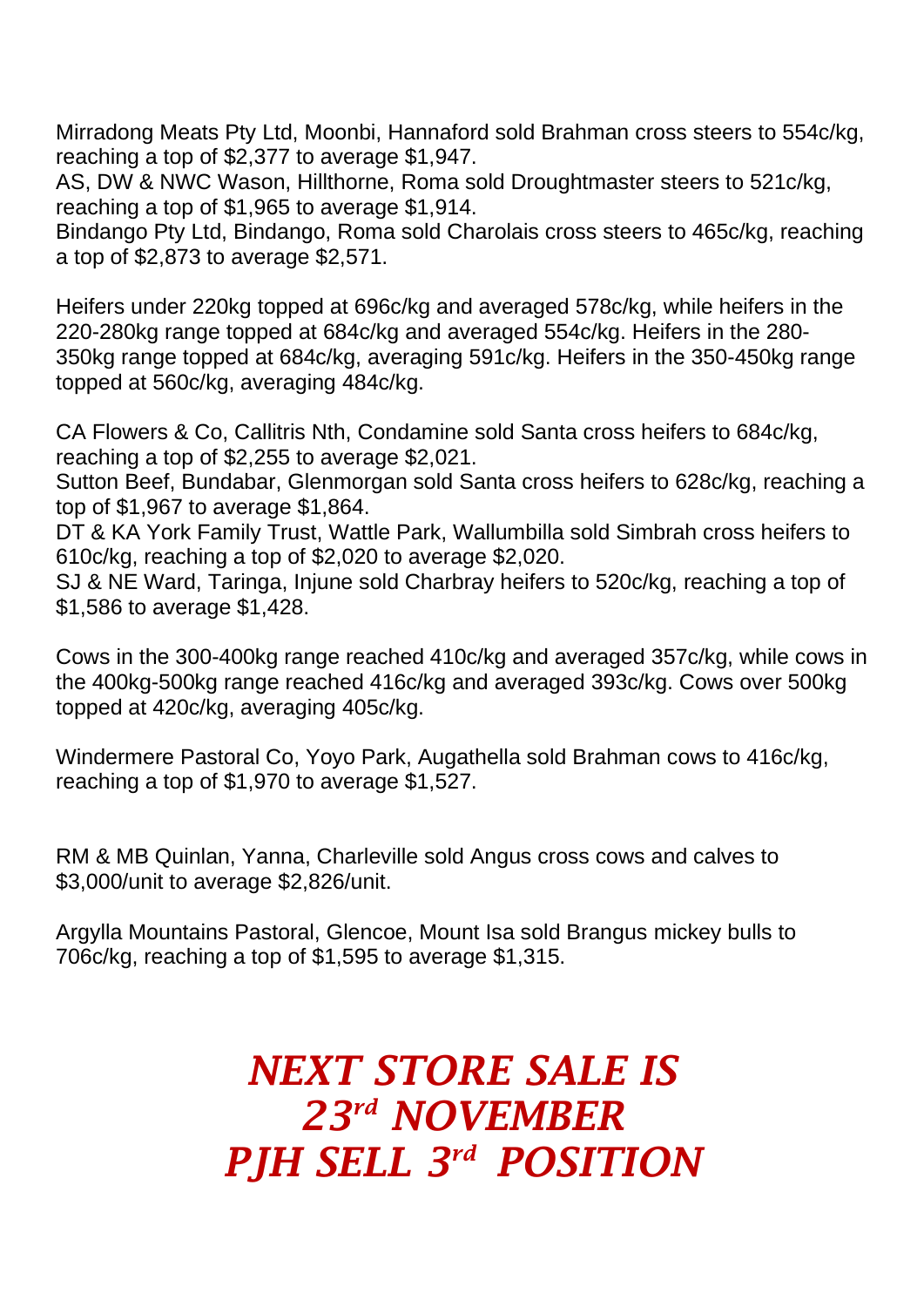Mirradong Meats Pty Ltd, Moonbi, Hannaford sold Brahman cross steers to 554c/kg, reaching a top of $2,377 to average $1,947.
AS, DW & NWC Wason, Hillthorne, Roma sold Droughtmaster steers to 521c/kg, reaching a top of $1,965 to average $1,914.
Bindango Pty Ltd, Bindango, Roma sold Charolais cross steers to 465c/kg, reaching a top of $2,873 to average $2,571.

Heifers under 220kg topped at 696c/kg and averaged 578c/kg, while heifers in the 220-280kg range topped at 684c/kg and averaged 554c/kg. Heifers in the 280-350kg range topped at 684c/kg, averaging 591c/kg. Heifers in the 350-450kg range topped at 560c/kg, averaging 484c/kg.

CA Flowers & Co, Callitris Nth, Condamine sold Santa cross heifers to 684c/kg, reaching a top of $2,255 to average $2,021.
Sutton Beef, Bundabar, Glenmorgan sold Santa cross heifers to 628c/kg, reaching a top of $1,967 to average $1,864.
DT & KA York Family Trust, Wattle Park, Wallumbilla sold Simbrah cross heifers to 610c/kg, reaching a top of $2,020 to average $2,020.
SJ & NE Ward, Taringa, Injune sold Charbray heifers to 520c/kg, reaching a top of $1,586 to average $1,428.

Cows in the 300-400kg range reached 410c/kg and averaged 357c/kg, while cows in the 400kg-500kg range reached 416c/kg and averaged 393c/kg. Cows over 500kg topped at 420c/kg, averaging 405c/kg.

Windermere Pastoral Co, Yoyo Park, Augathella sold Brahman cows to 416c/kg, reaching a top of $1,970 to average $1,527.

RM & MB Quinlan, Yanna, Charleville sold Angus cross cows and calves to $3,000/unit to average $2,826/unit.

Argylla Mountains Pastoral, Glencoe, Mount Isa sold Brangus mickey bulls to 706c/kg, reaching a top of $1,595 to average $1,315.

## *NEXT STORE SALE IS 23rd NOVEMBER PJH SELL 3rd POSITION*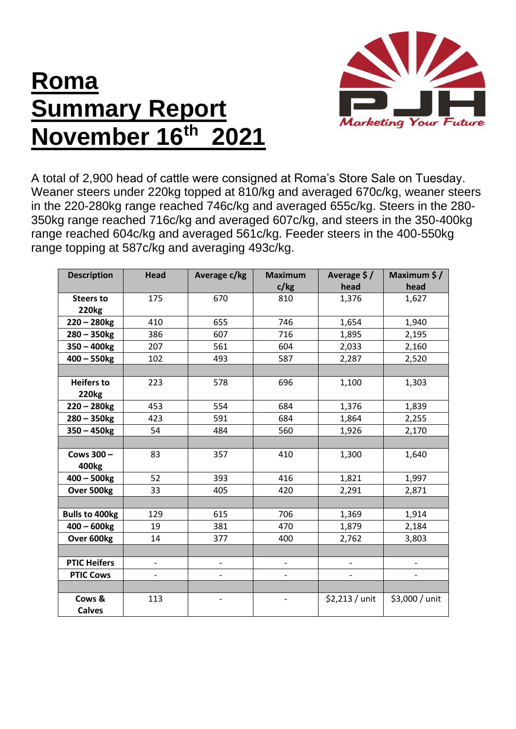# Roma Summary Report November 16th 2021

PJH Marketing Your Future

A total of 2,900 head of cattle were consigned at Roma's Store Sale on Tuesday. Weaner steers under 220kg topped at 810/kg and averaged 670c/kg, weaner steers in the 220-280kg range reached 746c/kg and averaged 655c/kg. Steers in the 280-350kg range reached 716c/kg and averaged 607c/kg, and steers in the 350-400kg range reached 604c/kg and averaged 561c/kg. Feeder steers in the 400-550kg range topping at 587c/kg and averaging 493c/kg.

| Description | Head | Average c/kg | Maximum c/kg | Average $ / head | Maximum $ / head |
|---|---|---|---|---|---|
| Steers to 220kg | 175 | 670 | 810 | 1,376 | 1,627 |
| 220 – 280kg | 410 | 655 | 746 | 1,654 | 1,940 |
| 280 – 350kg | 386 | 607 | 716 | 1,895 | 2,195 |
| 350 – 400kg | 207 | 561 | 604 | 2,033 | 2,160 |
| 400 – 550kg | 102 | 493 | 587 | 2,287 | 2,520 |
| | | | | | |
| Heifers to 220kg | 223 | 578 | 696 | 1,100 | 1,303 |
| 220 – 280kg | 453 | 554 | 684 | 1,376 | 1,839 |
| 280 – 350kg | 423 | 591 | 684 | 1,864 | 2,255 |
| 350 – 450kg | 54 | 484 | 560 | 1,926 | 2,170 |
| | | | | | |
| Cows 300 – 400kg | 83 | 357 | 410 | 1,300 | 1,640 |
| 400 – 500kg | 52 | 393 | 416 | 1,821 | 1,997 |
| Over 500kg | 33 | 405 | 420 | 2,291 | 2,871 |
| | | | | | |
| Bulls to 400kg | 129 | 615 | 706 | 1,369 | 1,914 |
| 400 – 600kg | 19 | 381 | 470 | 1,879 | 2,184 |
| Over 600kg | 14 | 377 | 400 | 2,762 | 3,803 |
| | | | | | |
| PTIC Heifers | - | - | - | - | - |
| PTIC Cows | - | - | - | - | - |
| | | | | | |
| Cows & Calves | 113 | - | - | $2,213 / unit | $3,000 / unit |